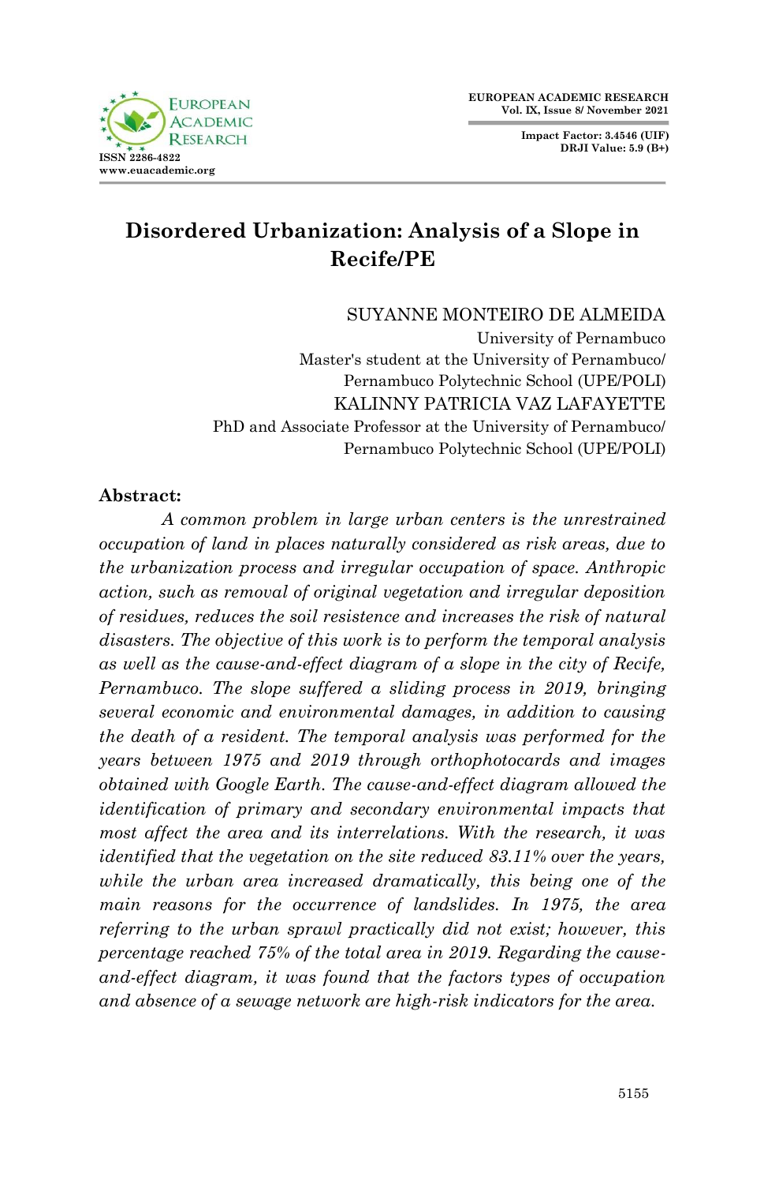# Disordered Urbanization: Analysis of a Slope in Recife/PE

SUYANNE MONTEIRO DE ALMEIDA
University of Pernambuco
Master's student at the University of Pernambuco/
Pernambuco Polytechnic School (UPE/POLI)
KALINNY PATRICIA VAZ LAFAYETTE
PhD and Associate Professor at the University of Pernambuco/
Pernambuco Polytechnic School (UPE/POLI)

**Abstract:**

*A common problem in large urban centers is the unrestrained occupation of land in places naturally considered as risk areas, due to the urbanization process and irregular occupation of space. Anthropic action, such as removal of original vegetation and irregular deposition of residues, reduces the soil resistence and increases the risk of natural disasters. The objective of this work is to perform the temporal analysis as well as the cause-and-effect diagram of a slope in the city of Recife, Pernambuco. The slope suffered a sliding process in 2019, bringing several economic and environmental damages, in addition to causing the death of a resident. The temporal analysis was performed for the years between 1975 and 2019 through orthophotocards and images obtained with Google Earth. The cause-and-effect diagram allowed the identification of primary and secondary environmental impacts that most affect the area and its interrelations. With the research, it was identified that the vegetation on the site reduced 83.11% over the years, while the urban area increased dramatically, this being one of the main reasons for the occurrence of landslides. In 1975, the area referring to the urban sprawl practically did not exist; however, this percentage reached 75% of the total area in 2019. Regarding the cause-and-effect diagram, it was found that the factors types of occupation and absence of a sewage network are high-risk indicators for the area.*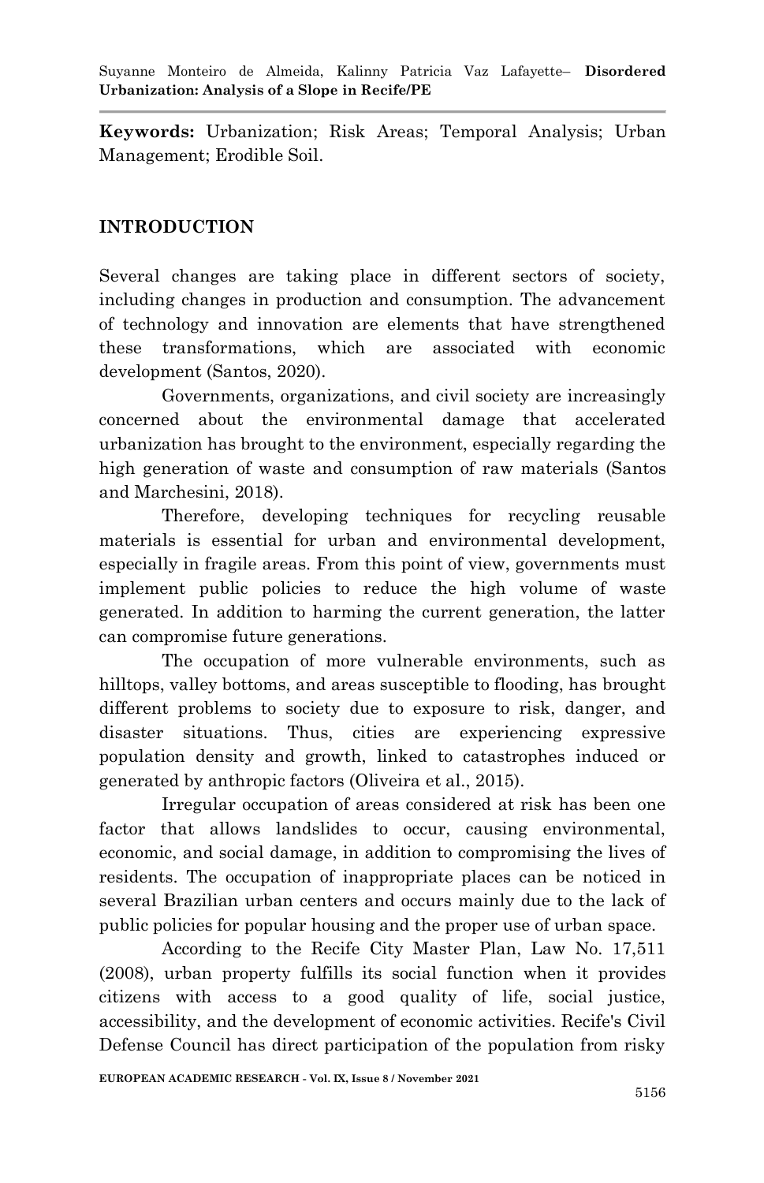**Keywords:** Urbanization; Risk Areas; Temporal Analysis; Urban Management; Erodible Soil.

## INTRODUCTION

Several changes are taking place in different sectors of society, including changes in production and consumption. The advancement of technology and innovation are elements that have strengthened these transformations, which are associated with economic development (Santos, 2020).

Governments, organizations, and civil society are increasingly concerned about the environmental damage that accelerated urbanization has brought to the environment, especially regarding the high generation of waste and consumption of raw materials (Santos and Marchesini, 2018).

Therefore, developing techniques for recycling reusable materials is essential for urban and environmental development, especially in fragile areas. From this point of view, governments must implement public policies to reduce the high volume of waste generated. In addition to harming the current generation, the latter can compromise future generations.

The occupation of more vulnerable environments, such as hilltops, valley bottoms, and areas susceptible to flooding, has brought different problems to society due to exposure to risk, danger, and disaster situations. Thus, cities are experiencing expressive population density and growth, linked to catastrophes induced or generated by anthropic factors (Oliveira et al., 2015).

Irregular occupation of areas considered at risk has been one factor that allows landslides to occur, causing environmental, economic, and social damage, in addition to compromising the lives of residents. The occupation of inappropriate places can be noticed in several Brazilian urban centers and occurs mainly due to the lack of public policies for popular housing and the proper use of urban space.

According to the Recife City Master Plan, Law No. 17,511 (2008), urban property fulfills its social function when it provides citizens with access to a good quality of life, social justice, accessibility, and the development of economic activities. Recife's Civil Defense Council has direct participation of the population from risky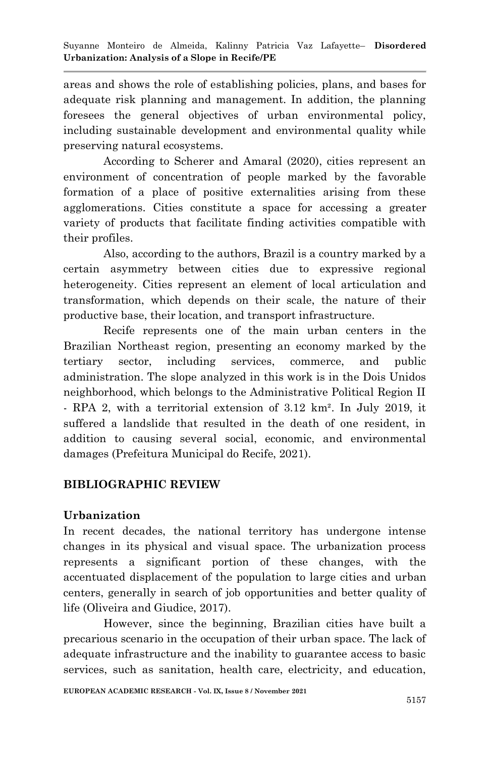areas and shows the role of establishing policies, plans, and bases for adequate risk planning and management. In addition, the planning foresees the general objectives of urban environmental policy, including sustainable development and environmental quality while preserving natural ecosystems.

According to Scherer and Amaral (2020), cities represent an environment of concentration of people marked by the favorable formation of a place of positive externalities arising from these agglomerations. Cities constitute a space for accessing a greater variety of products that facilitate finding activities compatible with their profiles.

Also, according to the authors, Brazil is a country marked by a certain asymmetry between cities due to expressive regional heterogeneity. Cities represent an element of local articulation and transformation, which depends on their scale, the nature of their productive base, their location, and transport infrastructure.

Recife represents one of the main urban centers in the Brazilian Northeast region, presenting an economy marked by the tertiary sector, including services, commerce, and public administration. The slope analyzed in this work is in the Dois Unidos neighborhood, which belongs to the Administrative Political Region II - RPA 2, with a territorial extension of 3.12 km². In July 2019, it suffered a landslide that resulted in the death of one resident, in addition to causing several social, economic, and environmental damages (Prefeitura Municipal do Recife, 2021).

## BIBLIOGRAPHIC REVIEW

### Urbanization

In recent decades, the national territory has undergone intense changes in its physical and visual space. The urbanization process represents a significant portion of these changes, with the accentuated displacement of the population to large cities and urban centers, generally in search of job opportunities and better quality of life (Oliveira and Giudice, 2017).

However, since the beginning, Brazilian cities have built a precarious scenario in the occupation of their urban space. The lack of adequate infrastructure and the inability to guarantee access to basic services, such as sanitation, health care, electricity, and education,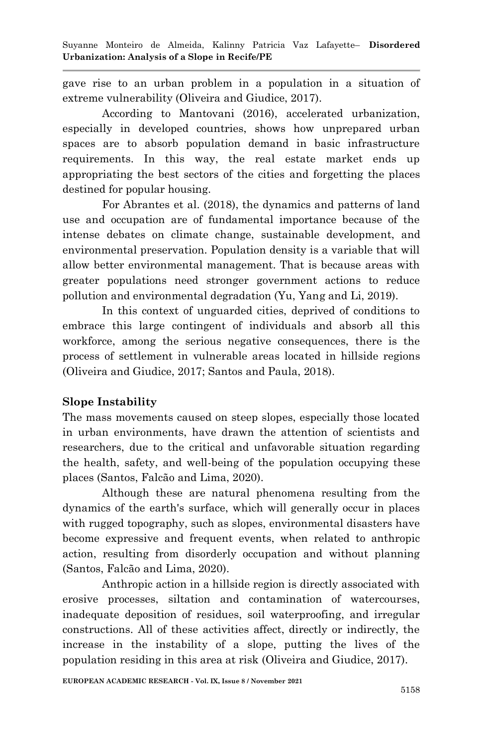gave rise to an urban problem in a population in a situation of extreme vulnerability (Oliveira and Giudice, 2017).

According to Mantovani (2016), accelerated urbanization, especially in developed countries, shows how unprepared urban spaces are to absorb population demand in basic infrastructure requirements. In this way, the real estate market ends up appropriating the best sectors of the cities and forgetting the places destined for popular housing.

For Abrantes et al. (2018), the dynamics and patterns of land use and occupation are of fundamental importance because of the intense debates on climate change, sustainable development, and environmental preservation. Population density is a variable that will allow better environmental management. That is because areas with greater populations need stronger government actions to reduce pollution and environmental degradation (Yu, Yang and Li, 2019).

In this context of unguarded cities, deprived of conditions to embrace this large contingent of individuals and absorb all this workforce, among the serious negative consequences, there is the process of settlement in vulnerable areas located in hillside regions (Oliveira and Giudice, 2017; Santos and Paula, 2018).

## Slope Instability

The mass movements caused on steep slopes, especially those located in urban environments, have drawn the attention of scientists and researchers, due to the critical and unfavorable situation regarding the health, safety, and well-being of the population occupying these places (Santos, Falcão and Lima, 2020).

Although these are natural phenomena resulting from the dynamics of the earth's surface, which will generally occur in places with rugged topography, such as slopes, environmental disasters have become expressive and frequent events, when related to anthropic action, resulting from disorderly occupation and without planning (Santos, Falcão and Lima, 2020).

Anthropic action in a hillside region is directly associated with erosive processes, siltation and contamination of watercourses, inadequate deposition of residues, soil waterproofing, and irregular constructions. All of these activities affect, directly or indirectly, the increase in the instability of a slope, putting the lives of the population residing in this area at risk (Oliveira and Giudice, 2017).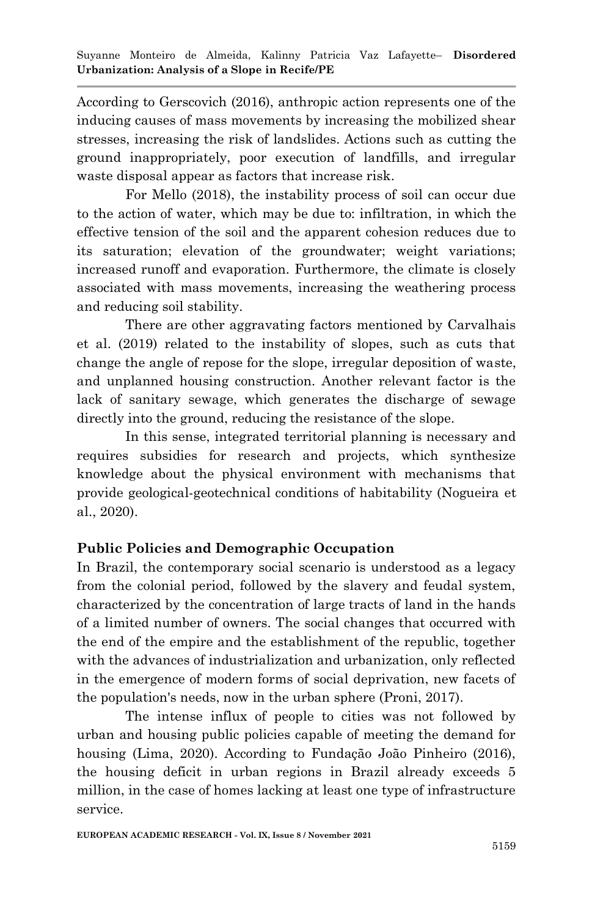According to Gerscovich (2016), anthropic action represents one of the inducing causes of mass movements by increasing the mobilized shear stresses, increasing the risk of landslides. Actions such as cutting the ground inappropriately, poor execution of landfills, and irregular waste disposal appear as factors that increase risk.

For Mello (2018), the instability process of soil can occur due to the action of water, which may be due to: infiltration, in which the effective tension of the soil and the apparent cohesion reduces due to its saturation; elevation of the groundwater; weight variations; increased runoff and evaporation. Furthermore, the climate is closely associated with mass movements, increasing the weathering process and reducing soil stability.

There are other aggravating factors mentioned by Carvalhais et al. (2019) related to the instability of slopes, such as cuts that change the angle of repose for the slope, irregular deposition of waste, and unplanned housing construction. Another relevant factor is the lack of sanitary sewage, which generates the discharge of sewage directly into the ground, reducing the resistance of the slope.

In this sense, integrated territorial planning is necessary and requires subsidies for research and projects, which synthesize knowledge about the physical environment with mechanisms that provide geological-geotechnical conditions of habitability (Nogueira et al., 2020).

## Public Policies and Demographic Occupation

In Brazil, the contemporary social scenario is understood as a legacy from the colonial period, followed by the slavery and feudal system, characterized by the concentration of large tracts of land in the hands of a limited number of owners. The social changes that occurred with the end of the empire and the establishment of the republic, together with the advances of industrialization and urbanization, only reflected in the emergence of modern forms of social deprivation, new facets of the population's needs, now in the urban sphere (Proni, 2017).

The intense influx of people to cities was not followed by urban and housing public policies capable of meeting the demand for housing (Lima, 2020). According to Fundação João Pinheiro (2016), the housing deficit in urban regions in Brazil already exceeds 5 million, in the case of homes lacking at least one type of infrastructure service.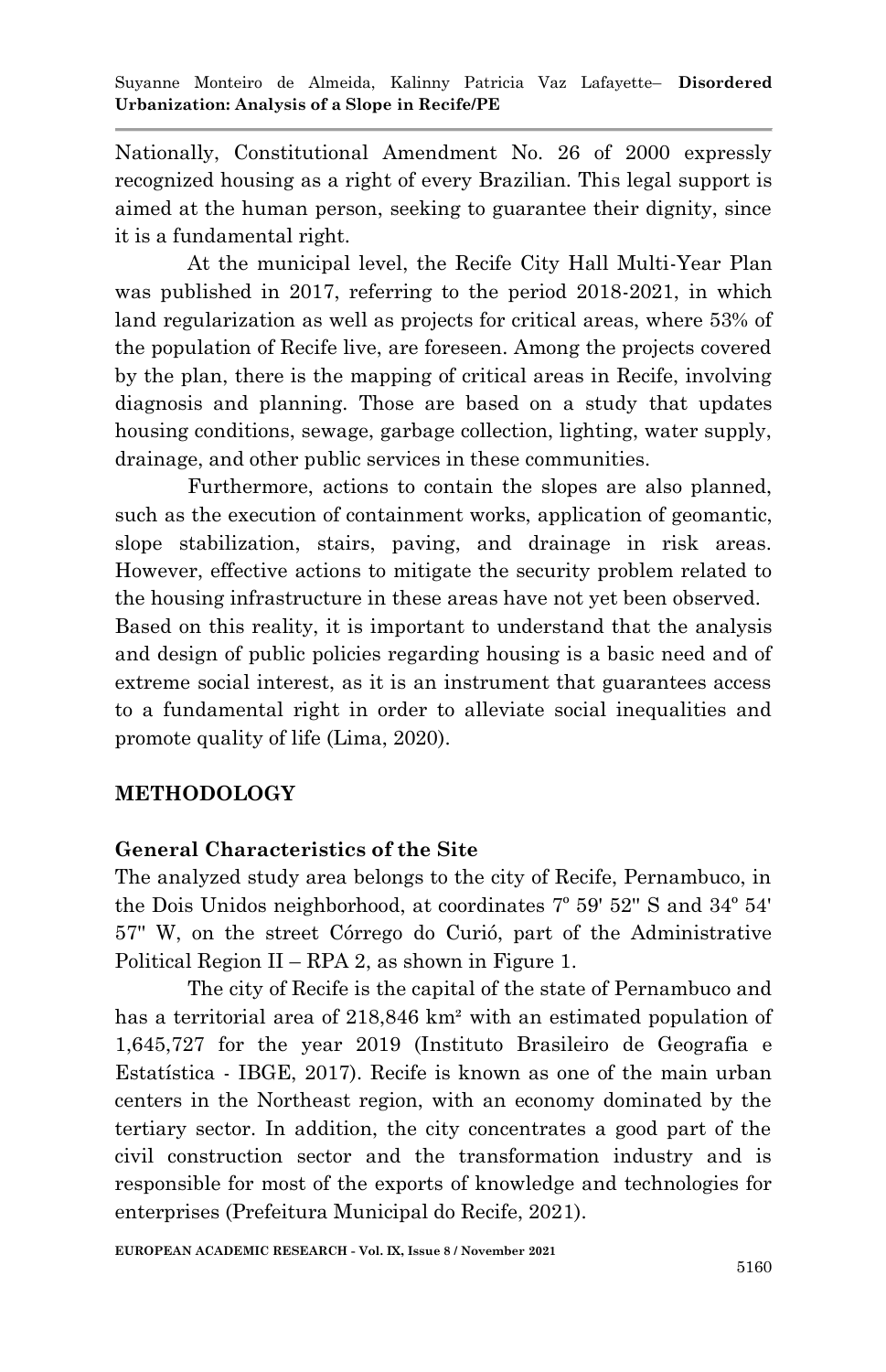Nationally, Constitutional Amendment No. 26 of 2000 expressly recognized housing as a right of every Brazilian. This legal support is aimed at the human person, seeking to guarantee their dignity, since it is a fundamental right.

At the municipal level, the Recife City Hall Multi-Year Plan was published in 2017, referring to the period 2018-2021, in which land regularization as well as projects for critical areas, where 53% of the population of Recife live, are foreseen. Among the projects covered by the plan, there is the mapping of critical areas in Recife, involving diagnosis and planning. Those are based on a study that updates housing conditions, sewage, garbage collection, lighting, water supply, drainage, and other public services in these communities.

Furthermore, actions to contain the slopes are also planned, such as the execution of containment works, application of geomantic, slope stabilization, stairs, paving, and drainage in risk areas. However, effective actions to mitigate the security problem related to the housing infrastructure in these areas have not yet been observed.

Based on this reality, it is important to understand that the analysis and design of public policies regarding housing is a basic need and of extreme social interest, as it is an instrument that guarantees access to a fundamental right in order to alleviate social inequalities and promote quality of life (Lima, 2020).

## METHODOLOGY

### General Characteristics of the Site

The analyzed study area belongs to the city of Recife, Pernambuco, in the Dois Unidos neighborhood, at coordinates 7º 59' 52'' S and 34º 54' 57'' W, on the street Córrego do Curió, part of the Administrative Political Region II – RPA 2, as shown in Figure 1.

The city of Recife is the capital of the state of Pernambuco and has a territorial area of 218,846 km² with an estimated population of 1,645,727 for the year 2019 (Instituto Brasileiro de Geografia e Estatística - IBGE, 2017). Recife is known as one of the main urban centers in the Northeast region, with an economy dominated by the tertiary sector. In addition, the city concentrates a good part of the civil construction sector and the transformation industry and is responsible for most of the exports of knowledge and technologies for enterprises (Prefeitura Municipal do Recife, 2021).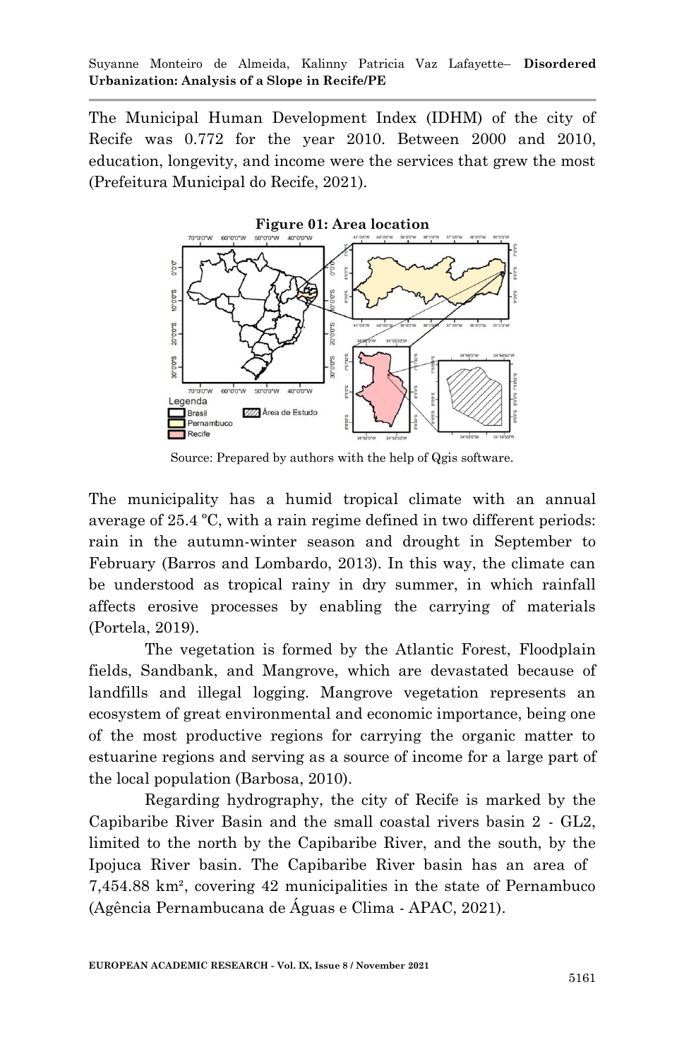The Municipal Human Development Index (IDHM) of the city of Recife was 0.772 for the year 2010. Between 2000 and 2010, education, longevity, and income were the services that grew the most (Prefeitura Municipal do Recife, 2021).

**Figure 01: Area location**

Source: Prepared by authors with the help of Qgis software.

The municipality has a humid tropical climate with an annual average of 25.4 ºC, with a rain regime defined in two different periods: rain in the autumn-winter season and drought in September to February (Barros and Lombardo, 2013). In this way, the climate can be understood as tropical rainy in dry summer, in which rainfall affects erosive processes by enabling the carrying of materials (Portela, 2019).

The vegetation is formed by the Atlantic Forest, Floodplain fields, Sandbank, and Mangrove, which are devastated because of landfills and illegal logging. Mangrove vegetation represents an ecosystem of great environmental and economic importance, being one of the most productive regions for carrying the organic matter to estuarine regions and serving as a source of income for a large part of the local population (Barbosa, 2010).

Regarding hydrography, the city of Recife is marked by the Capibaribe River Basin and the small coastal rivers basin 2 - GL2, limited to the north by the Capibaribe River, and the south, by the Ipojuca River basin. The Capibaribe River basin has an area of 7,454.88 km², covering 42 municipalities in the state of Pernambuco (Agência Pernambucana de Águas e Clima - APAC, 2021).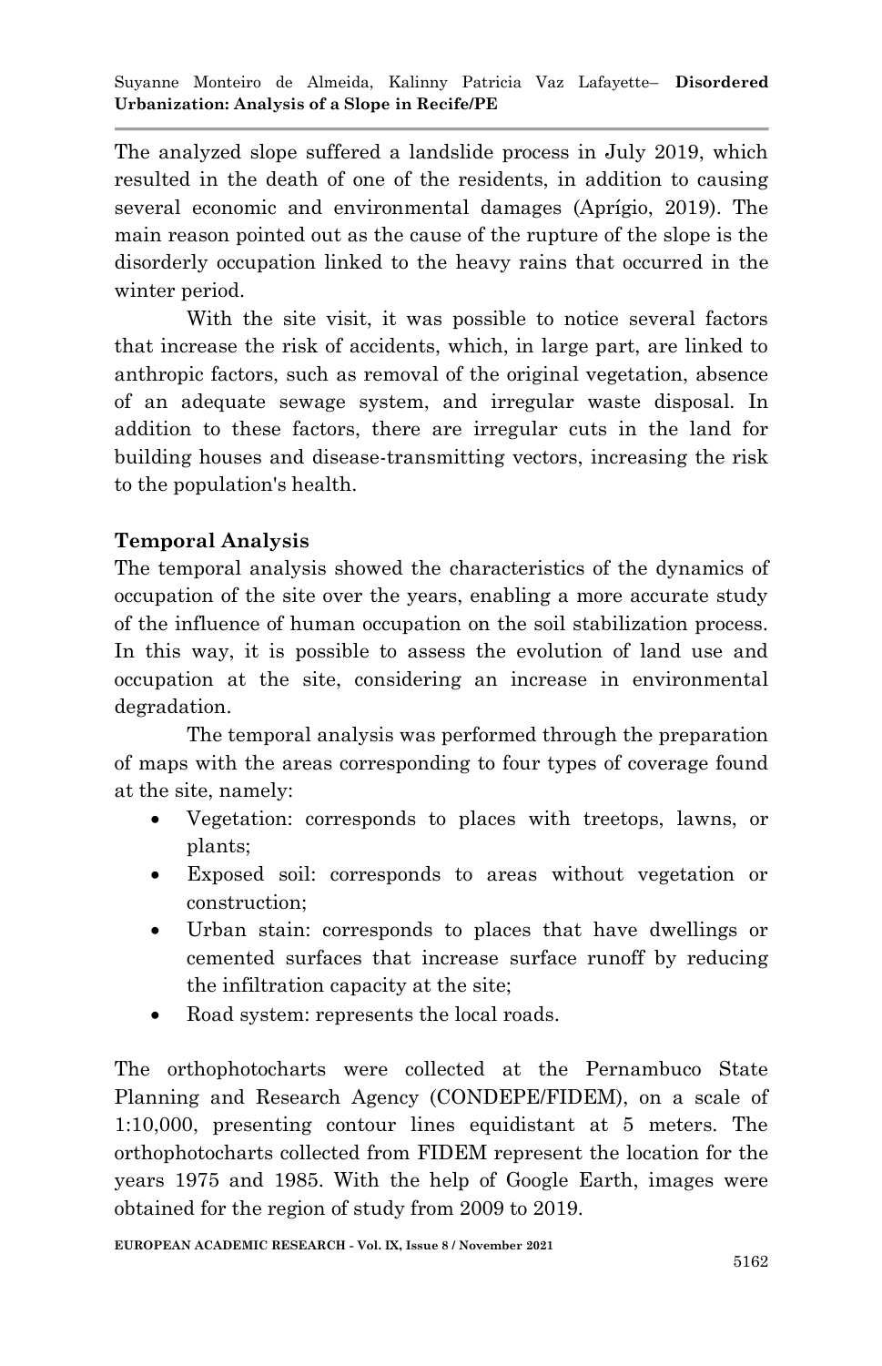The analyzed slope suffered a landslide process in July 2019, which resulted in the death of one of the residents, in addition to causing several economic and environmental damages (Aprígio, 2019). The main reason pointed out as the cause of the rupture of the slope is the disorderly occupation linked to the heavy rains that occurred in the winter period.

With the site visit, it was possible to notice several factors that increase the risk of accidents, which, in large part, are linked to anthropic factors, such as removal of the original vegetation, absence of an adequate sewage system, and irregular waste disposal. In addition to these factors, there are irregular cuts in the land for building houses and disease-transmitting vectors, increasing the risk to the population's health.

**Temporal Analysis**

The temporal analysis showed the characteristics of the dynamics of occupation of the site over the years, enabling a more accurate study of the influence of human occupation on the soil stabilization process. In this way, it is possible to assess the evolution of land use and occupation at the site, considering an increase in environmental degradation.

The temporal analysis was performed through the preparation of maps with the areas corresponding to four types of coverage found at the site, namely:

- Vegetation: corresponds to places with treetops, lawns, or plants;
- Exposed soil: corresponds to areas without vegetation or construction;
- Urban stain: corresponds to places that have dwellings or cemented surfaces that increase surface runoff by reducing the infiltration capacity at the site;
- Road system: represents the local roads.

The orthophotocharts were collected at the Pernambuco State Planning and Research Agency (CONDEPE/FIDEM), on a scale of 1:10,000, presenting contour lines equidistant at 5 meters. The orthophotocharts collected from FIDEM represent the location for the years 1975 and 1985. With the help of Google Earth, images were obtained for the region of study from 2009 to 2019.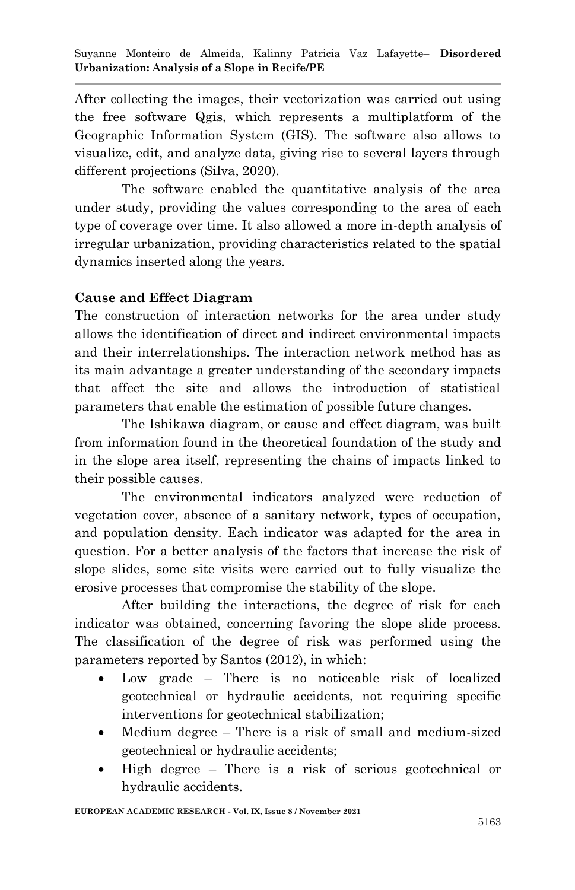After collecting the images, their vectorization was carried out using the free software Qgis, which represents a multiplatform of the Geographic Information System (GIS). The software also allows to visualize, edit, and analyze data, giving rise to several layers through different projections (Silva, 2020).

The software enabled the quantitative analysis of the area under study, providing the values corresponding to the area of each type of coverage over time. It also allowed a more in-depth analysis of irregular urbanization, providing characteristics related to the spatial dynamics inserted along the years.

## Cause and Effect Diagram

The construction of interaction networks for the area under study allows the identification of direct and indirect environmental impacts and their interrelationships. The interaction network method has as its main advantage a greater understanding of the secondary impacts that affect the site and allows the introduction of statistical parameters that enable the estimation of possible future changes.

The Ishikawa diagram, or cause and effect diagram, was built from information found in the theoretical foundation of the study and in the slope area itself, representing the chains of impacts linked to their possible causes.

The environmental indicators analyzed were reduction of vegetation cover, absence of a sanitary network, types of occupation, and population density. Each indicator was adapted for the area in question. For a better analysis of the factors that increase the risk of slope slides, some site visits were carried out to fully visualize the erosive processes that compromise the stability of the slope.

After building the interactions, the degree of risk for each indicator was obtained, concerning favoring the slope slide process. The classification of the degree of risk was performed using the parameters reported by Santos (2012), in which:

- Low grade – There is no noticeable risk of localized geotechnical or hydraulic accidents, not requiring specific interventions for geotechnical stabilization;
- Medium degree – There is a risk of small and medium-sized geotechnical or hydraulic accidents;
- High degree – There is a risk of serious geotechnical or hydraulic accidents.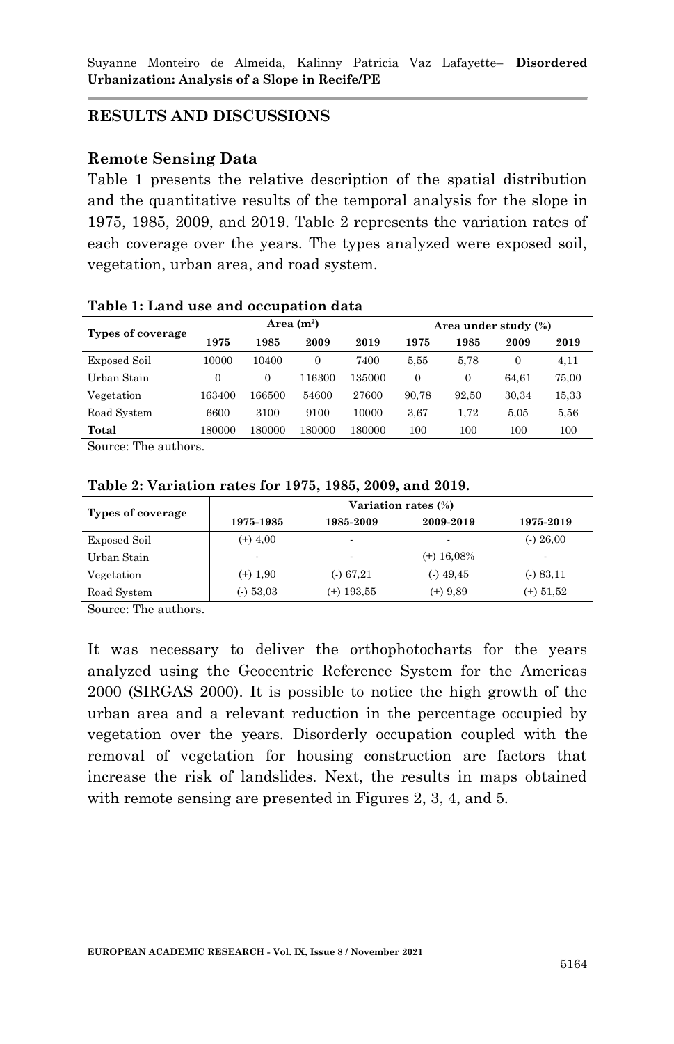## RESULTS AND DISCUSSIONS

### Remote Sensing Data

Table 1 presents the relative description of the spatial distribution and the quantitative results of the temporal analysis for the slope in 1975, 1985, 2009, and 2019. Table 2 represents the variation rates of each coverage over the years. The types analyzed were exposed soil, vegetation, urban area, and road system.

**Table 1: Land use and occupation data**

| Types of coverage | Area (m²) | | | | Area under study (%) | | | |
|---|---|---|---|---|---|---|---|---|
| | 1975 | 1985 | 2009 | 2019 | 1975 | 1985 | 2009 | 2019 |
| Exposed Soil | 10000 | 10400 | 0 | 7400 | 5,55 | 5,78 | 0 | 4,11 |
| Urban Stain | 0 | 0 | 116300 | 135000 | 0 | 0 | 64,61 | 75,00 |
| Vegetation | 163400 | 166500 | 54600 | 27600 | 90,78 | 92,50 | 30,34 | 15,33 |
| Road System | 6600 | 3100 | 9100 | 10000 | 3,67 | 1,72 | 5,05 | 5,56 |
| **Total** | 180000 | 180000 | 180000 | 180000 | 100 | 100 | 100 | 100 |

Source: The authors.

**Table 2: Variation rates for 1975, 1985, 2009, and 2019.**

| Types of coverage | Variation rates (%) | | | |
|---|---|---|---|---|
| | 1975-1985 | 1985-2009 | 2009-2019 | 1975-2019 |
| Exposed Soil | (+) 4,00 | - | - | (-) 26,00 |
| Urban Stain | - | - | (+) 16,08% | - |
| Vegetation | (+) 1,90 | (-) 67,21 | (-) 49,45 | (-) 83,11 |
| Road System | (-) 53,03 | (+) 193,55 | (+) 9,89 | (+) 51,52 |

Source: The authors.

It was necessary to deliver the orthophotocharts for the years analyzed using the Geocentric Reference System for the Americas 2000 (SIRGAS 2000). It is possible to notice the high growth of the urban area and a relevant reduction in the percentage occupied by vegetation over the years. Disorderly occupation coupled with the removal of vegetation for housing construction are factors that increase the risk of landslides. Next, the results in maps obtained with remote sensing are presented in Figures 2, 3, 4, and 5.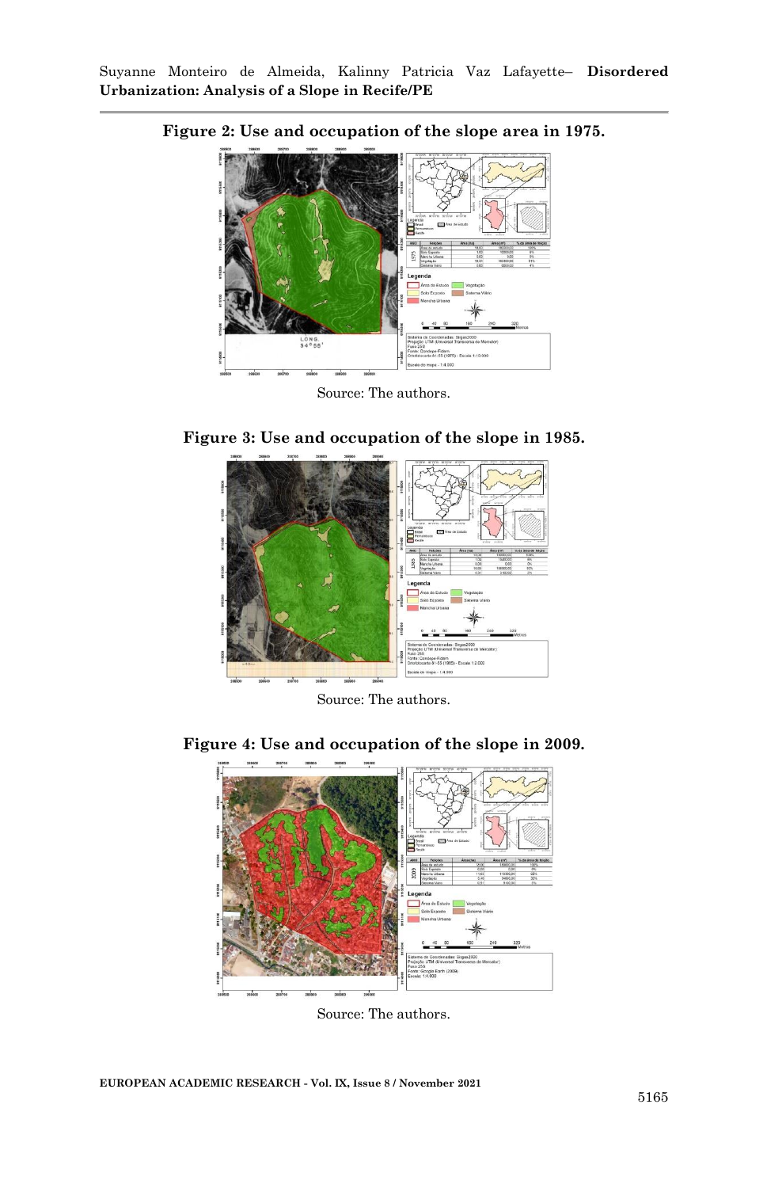**Figure 2: Use and occupation of the slope area in 1975.**

Source: The authors.

**Figure 3: Use and occupation of the slope in 1985.**

Source: The authors.

**Figure 4: Use and occupation of the slope in 2009.**

Source: The authors.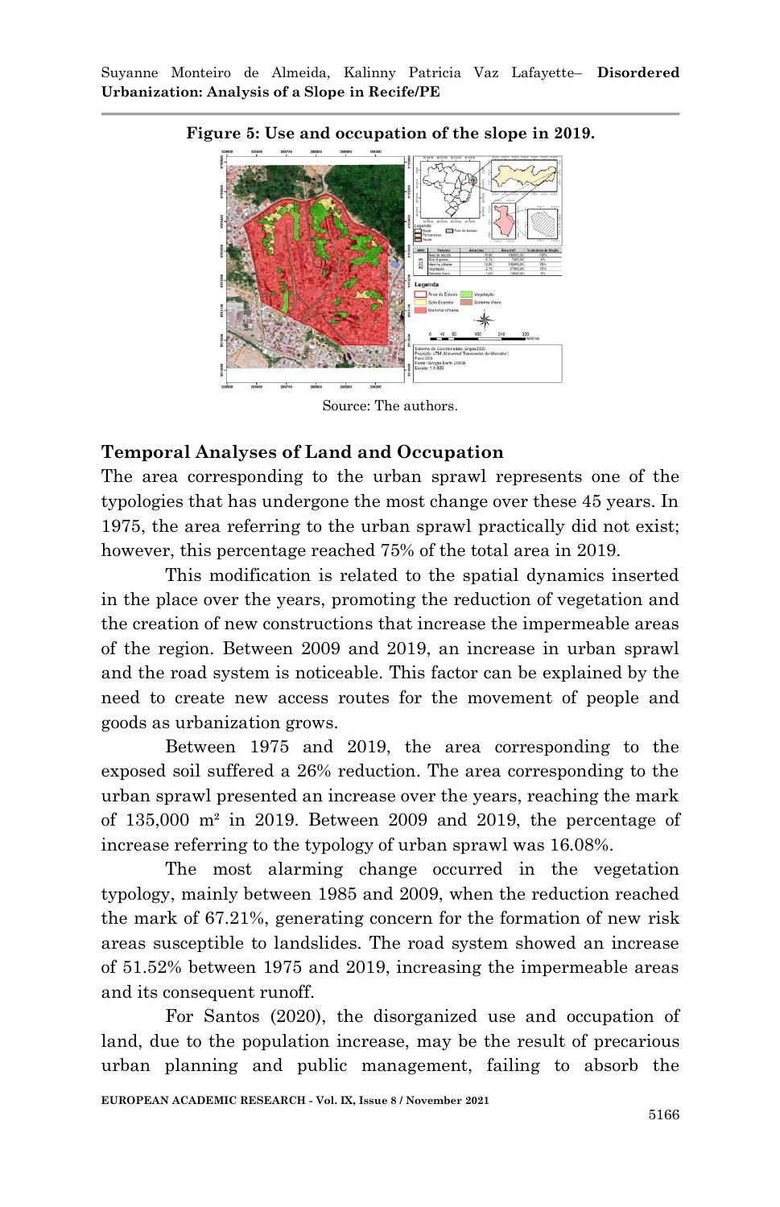**Figure 5: Use and occupation of the slope in 2019.**

Source: The authors.

## Temporal Analyses of Land and Occupation

The area corresponding to the urban sprawl represents one of the typologies that has undergone the most change over these 45 years. In 1975, the area referring to the urban sprawl practically did not exist; however, this percentage reached 75% of the total area in 2019.

This modification is related to the spatial dynamics inserted in the place over the years, promoting the reduction of vegetation and the creation of new constructions that increase the impermeable areas of the region. Between 2009 and 2019, an increase in urban sprawl and the road system is noticeable. This factor can be explained by the need to create new access routes for the movement of people and goods as urbanization grows.

Between 1975 and 2019, the area corresponding to the exposed soil suffered a 26% reduction. The area corresponding to the urban sprawl presented an increase over the years, reaching the mark of 135,000 m² in 2019. Between 2009 and 2019, the percentage of increase referring to the typology of urban sprawl was 16.08%.

The most alarming change occurred in the vegetation typology, mainly between 1985 and 2009, when the reduction reached the mark of 67.21%, generating concern for the formation of new risk areas susceptible to landslides. The road system showed an increase of 51.52% between 1975 and 2019, increasing the impermeable areas and its consequent runoff.

For Santos (2020), the disorganized use and occupation of land, due to the population increase, may be the result of precarious urban planning and public management, failing to absorb the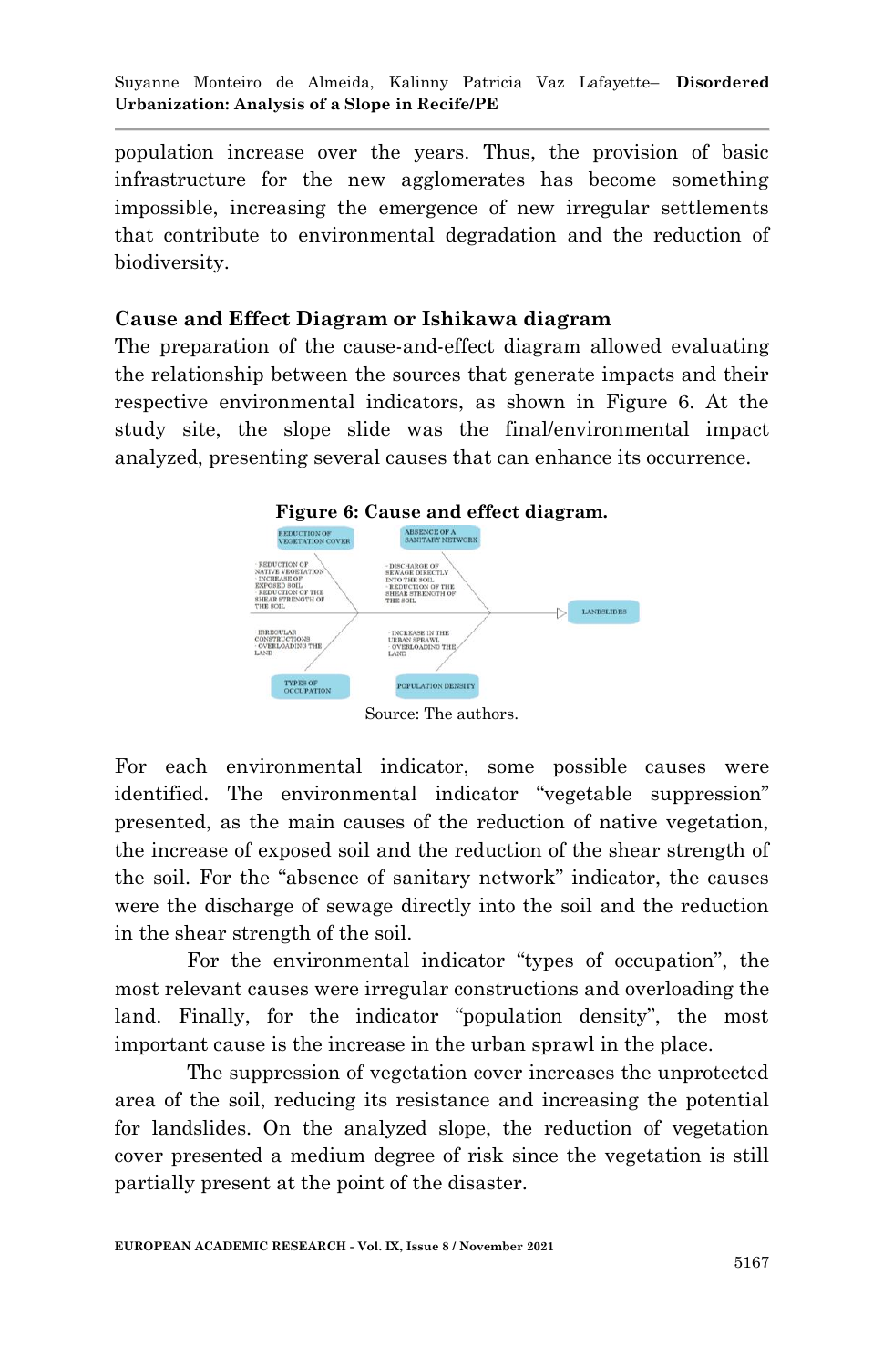population increase over the years. Thus, the provision of basic infrastructure for the new agglomerates has become something impossible, increasing the emergence of new irregular settlements that contribute to environmental degradation and the reduction of biodiversity.

## Cause and Effect Diagram or Ishikawa diagram

The preparation of the cause-and-effect diagram allowed evaluating the relationship between the sources that generate impacts and their respective environmental indicators, as shown in Figure 6. At the study site, the slope slide was the final/environmental impact analyzed, presenting several causes that can enhance its occurrence.

**Figure 6: Cause and effect diagram.**

REDUCTION OF VEGETATION COVER
- REDUCTION OF NATIVE VEGETATION
- INCREASE OF EXPOSED SOIL
- REDUCTION OF THE SHEAR STRENGTH OF THE SOIL

ABSENCE OF A SANITARY NETWORK
- DISCHARGE OF SEWAGE DIRECTLY INTO THE SOIL
- REDUCTION OF THE SHEAR STRENGTH OF THE SOIL

TYPES OF OCCUPATION
- IRREGULAR CONSTRUCTIONS
- OVERLOADING THE LAND

POPULATION DENSITY
- INCREASE IN THE URBAN SPRAWL
- OVERLOADING THE LAND

LANDSLIDES

Source: The authors.

For each environmental indicator, some possible causes were identified. The environmental indicator "vegetable suppression" presented, as the main causes of the reduction of native vegetation, the increase of exposed soil and the reduction of the shear strength of the soil. For the "absence of sanitary network" indicator, the causes were the discharge of sewage directly into the soil and the reduction in the shear strength of the soil.

For the environmental indicator "types of occupation", the most relevant causes were irregular constructions and overloading the land. Finally, for the indicator "population density", the most important cause is the increase in the urban sprawl in the place.

The suppression of vegetation cover increases the unprotected area of the soil, reducing its resistance and increasing the potential for landslides. On the analyzed slope, the reduction of vegetation cover presented a medium degree of risk since the vegetation is still partially present at the point of the disaster.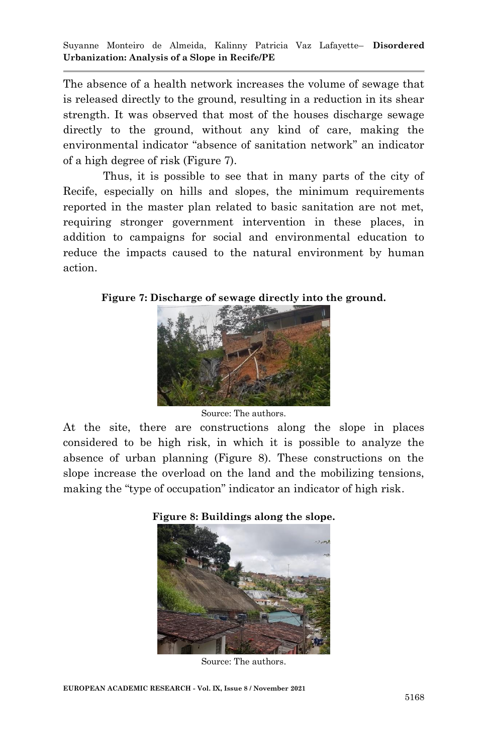The absence of a health network increases the volume of sewage that is released directly to the ground, resulting in a reduction in its shear strength. It was observed that most of the houses discharge sewage directly to the ground, without any kind of care, making the environmental indicator "absence of sanitation network" an indicator of a high degree of risk (Figure 7).

Thus, it is possible to see that in many parts of the city of Recife, especially on hills and slopes, the minimum requirements reported in the master plan related to basic sanitation are not met, requiring stronger government intervention in these places, in addition to campaigns for social and environmental education to reduce the impacts caused to the natural environment by human action.

**Figure 7: Discharge of sewage directly into the ground.**

Source: The authors.

At the site, there are constructions along the slope in places considered to be high risk, in which it is possible to analyze the absence of urban planning (Figure 8). These constructions on the slope increase the overload on the land and the mobilizing tensions, making the "type of occupation" indicator an indicator of high risk.

**Figure 8: Buildings along the slope.**

Source: The authors.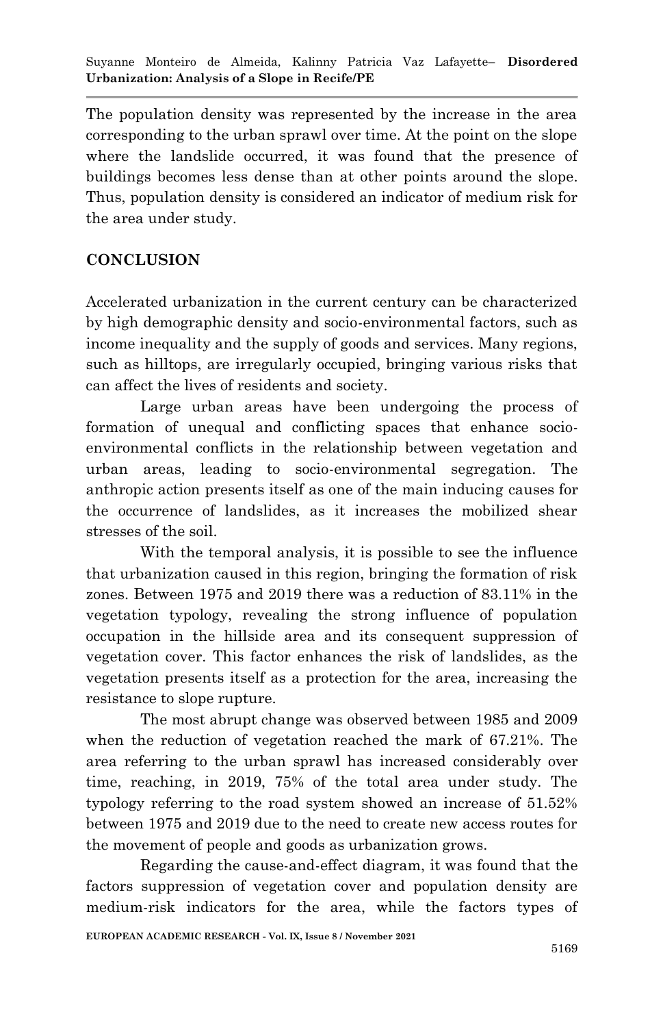The population density was represented by the increase in the area corresponding to the urban sprawl over time. At the point on the slope where the landslide occurred, it was found that the presence of buildings becomes less dense than at other points around the slope. Thus, population density is considered an indicator of medium risk for the area under study.

## CONCLUSION

Accelerated urbanization in the current century can be characterized by high demographic density and socio-environmental factors, such as income inequality and the supply of goods and services. Many regions, such as hilltops, are irregularly occupied, bringing various risks that can affect the lives of residents and society.

Large urban areas have been undergoing the process of formation of unequal and conflicting spaces that enhance socio-environmental conflicts in the relationship between vegetation and urban areas, leading to socio-environmental segregation. The anthropic action presents itself as one of the main inducing causes for the occurrence of landslides, as it increases the mobilized shear stresses of the soil.

With the temporal analysis, it is possible to see the influence that urbanization caused in this region, bringing the formation of risk zones. Between 1975 and 2019 there was a reduction of 83.11% in the vegetation typology, revealing the strong influence of population occupation in the hillside area and its consequent suppression of vegetation cover. This factor enhances the risk of landslides, as the vegetation presents itself as a protection for the area, increasing the resistance to slope rupture.

The most abrupt change was observed between 1985 and 2009 when the reduction of vegetation reached the mark of 67.21%. The area referring to the urban sprawl has increased considerably over time, reaching, in 2019, 75% of the total area under study. The typology referring to the road system showed an increase of 51.52% between 1975 and 2019 due to the need to create new access routes for the movement of people and goods as urbanization grows.

Regarding the cause-and-effect diagram, it was found that the factors suppression of vegetation cover and population density are medium-risk indicators for the area, while the factors types of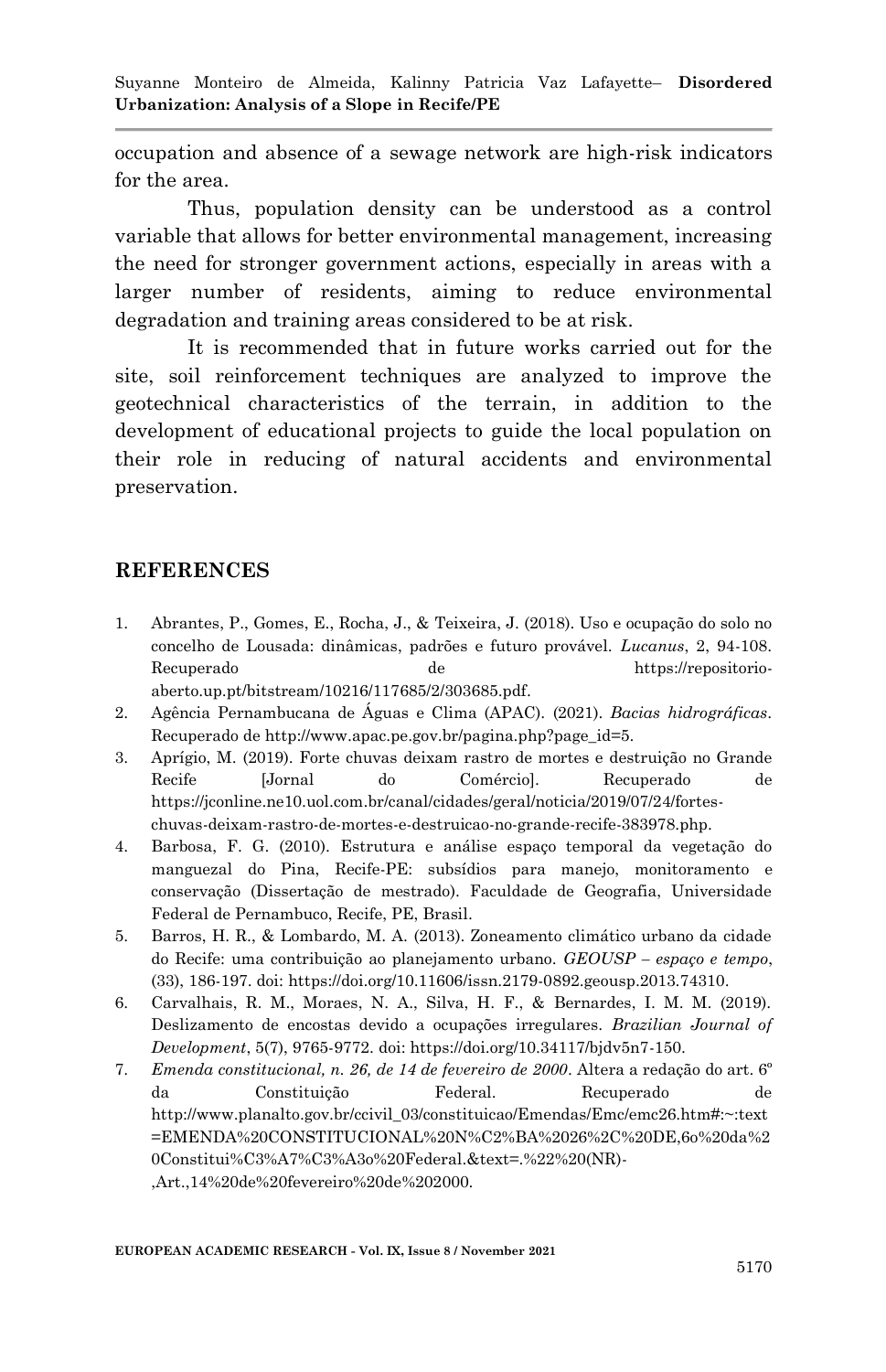occupation and absence of a sewage network are high-risk indicators for the area.

Thus, population density can be understood as a control variable that allows for better environmental management, increasing the need for stronger government actions, especially in areas with a larger number of residents, aiming to reduce environmental degradation and training areas considered to be at risk.

It is recommended that in future works carried out for the site, soil reinforcement techniques are analyzed to improve the geotechnical characteristics of the terrain, in addition to the development of educational projects to guide the local population on their role in reducing of natural accidents and environmental preservation.

## REFERENCES

1. Abrantes, P., Gomes, E., Rocha, J., & Teixeira, J. (2018). Uso e ocupação do solo no concelho de Lousada: dinâmicas, padrões e futuro provável. *Lucanus*, 2, 94-108. Recuperado de https://repositorio-aberto.up.pt/bitstream/10216/117685/2/303685.pdf.
2. Agência Pernambucana de Águas e Clima (APAC). (2021). *Bacias hidrográficas*. Recuperado de http://www.apac.pe.gov.br/pagina.php?page_id=5.
3. Aprígio, M. (2019). Forte chuvas deixam rastro de mortes e destruição no Grande Recife [Jornal do Comércio]. Recuperado de https://jconline.ne10.uol.com.br/canal/cidades/geral/noticia/2019/07/24/fortes-chuvas-deixam-rastro-de-mortes-e-destruicao-no-grande-recife-383978.php.
4. Barbosa, F. G. (2010). Estrutura e análise espaço temporal da vegetação do manguezal do Pina, Recife-PE: subsídios para manejo, monitoramento e conservação (Dissertação de mestrado). Faculdade de Geografia, Universidade Federal de Pernambuco, Recife, PE, Brasil.
5. Barros, H. R., & Lombardo, M. A. (2013). Zoneamento climático urbano da cidade do Recife: uma contribuição ao planejamento urbano. *GEOUSP – espaço e tempo*, (33), 186-197. doi: https://doi.org/10.11606/issn.2179-0892.geousp.2013.74310.
6. Carvalhais, R. M., Moraes, N. A., Silva, H. F., & Bernardes, I. M. M. (2019). Deslizamento de encostas devido a ocupações irregulares. *Brazilian Journal of Development*, 5(7), 9765-9772. doi: https://doi.org/10.34117/bjdv5n7-150.
7. *Emenda constitucional, n. 26, de 14 de fevereiro de 2000*. Altera a redação do art. 6º da Constituição Federal. Recuperado de http://www.planalto.gov.br/ccivil_03/constituicao/Emendas/Emc/emc26.htm#:~:text=EMENDA%20CONSTITUCIONAL%20N%C2%BA%2026%2C%20DE,6o%20da%20Constitui%C3%A7%C3%A3o%20Federal.&text=.%22%20(NR)-,Art.,14%20de%20fevereiro%20de%202000.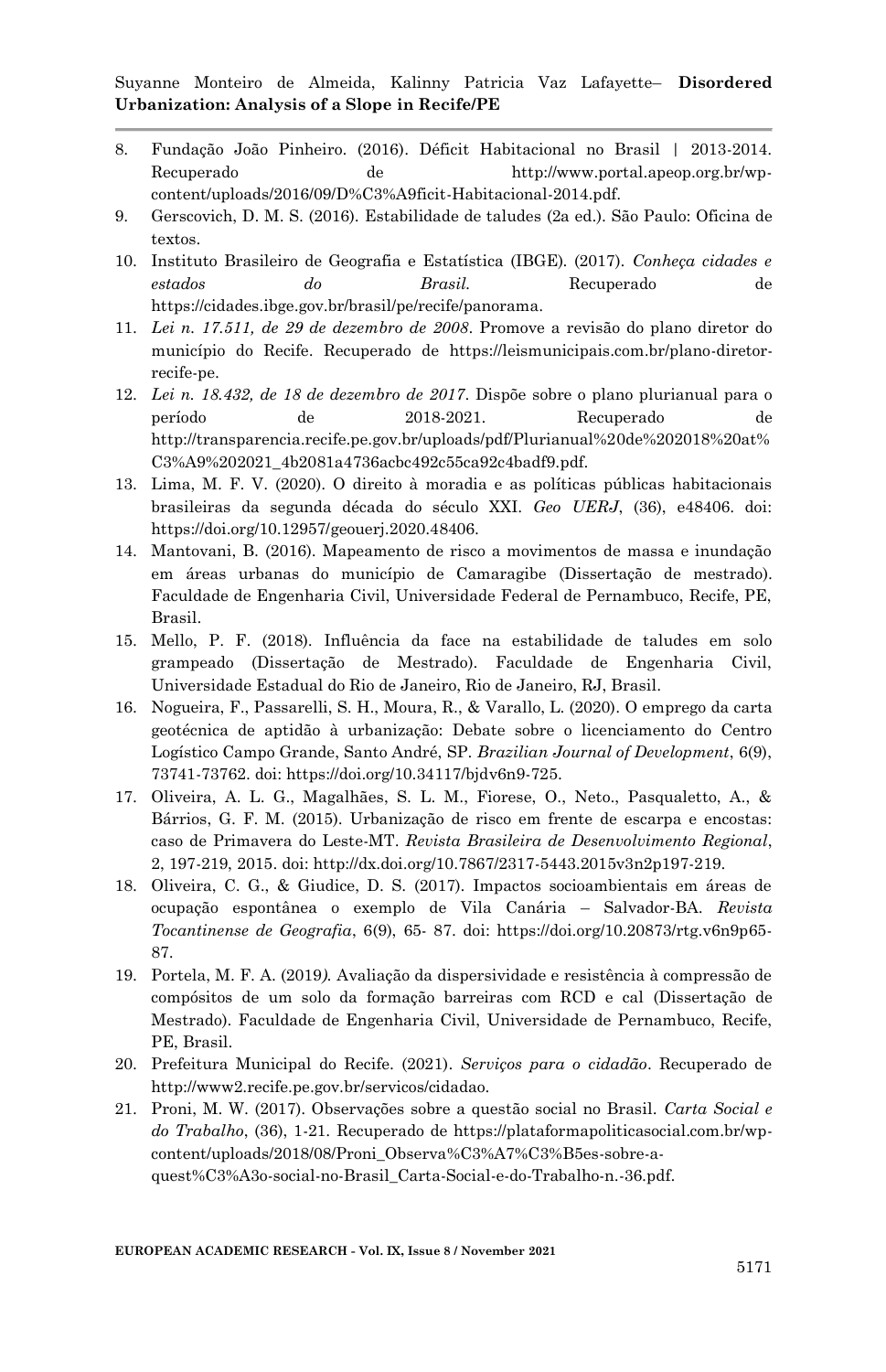8. Fundação João Pinheiro. (2016). Déficit Habitacional no Brasil | 2013-2014. Recuperado de http://www.portal.apeop.org.br/wp-content/uploads/2016/09/D%C3%A9ficit-Habitacional-2014.pdf.
9. Gerscovich, D. M. S. (2016). Estabilidade de taludes (2a ed.). São Paulo: Oficina de textos.
10. Instituto Brasileiro de Geografia e Estatística (IBGE). (2017). *Conheça cidades e estados do Brasil.* Recuperado de https://cidades.ibge.gov.br/brasil/pe/recife/panorama.
11. *Lei n. 17.511, de 29 de dezembro de 2008*. Promove a revisão do plano diretor do município do Recife. Recuperado de https://leismunicipais.com.br/plano-diretor-recife-pe.
12. *Lei n. 18.432, de 18 de dezembro de 2017*. Dispõe sobre o plano plurianual para o período de 2018-2021. Recuperado de http://transparencia.recife.pe.gov.br/uploads/pdf/Plurianual%20de%202018%20at%C3%A9%202021_4b2081a4736acbc492c55ca92c4badf9.pdf.
13. Lima, M. F. V. (2020). O direito à moradia e as políticas públicas habitacionais brasileiras da segunda década do século XXI. *Geo UERJ*, (36), e48406. doi: https://doi.org/10.12957/geouerj.2020.48406.
14. Mantovani, B. (2016). Mapeamento de risco a movimentos de massa e inundação em áreas urbanas do município de Camaragibe (Dissertação de mestrado). Faculdade de Engenharia Civil, Universidade Federal de Pernambuco, Recife, PE, Brasil.
15. Mello, P. F. (2018). Influência da face na estabilidade de taludes em solo grampeado (Dissertação de Mestrado). Faculdade de Engenharia Civil, Universidade Estadual do Rio de Janeiro, Rio de Janeiro, RJ, Brasil.
16. Nogueira, F., Passarelli, S. H., Moura, R., & Varallo, L. (2020). O emprego da carta geotécnica de aptidão à urbanização: Debate sobre o licenciamento do Centro Logístico Campo Grande, Santo André, SP. *Brazilian Journal of Development*, 6(9), 73741-73762. doi: https://doi.org/10.34117/bjdv6n9-725.
17. Oliveira, A. L. G., Magalhães, S. L. M., Fiorese, O., Neto., Pasqualetto, A., & Bárrios, G. F. M. (2015). Urbanização de risco em frente de escarpa e encostas: caso de Primavera do Leste-MT. *Revista Brasileira de Desenvolvimento Regional*, 2, 197-219, 2015. doi: http://dx.doi.org/10.7867/2317-5443.2015v3n2p197-219.
18. Oliveira, C. G., & Giudice, D. S. (2017). Impactos socioambientais em áreas de ocupação espontânea o exemplo de Vila Canária – Salvador-BA. *Revista Tocantinense de Geografia*, 6(9), 65- 87. doi: https://doi.org/10.20873/rtg.v6n9p65-87.
19. Portela, M. F. A. (2019). Avaliação da dispersividade e resistência à compressão de compósitos de um solo da formação barreiras com RCD e cal (Dissertação de Mestrado). Faculdade de Engenharia Civil, Universidade de Pernambuco, Recife, PE, Brasil.
20. Prefeitura Municipal do Recife. (2021). *Serviços para o cidadão*. Recuperado de http://www2.recife.pe.gov.br/servicos/cidadao.
21. Proni, M. W. (2017). Observações sobre a questão social no Brasil. *Carta Social e do Trabalho*, (36), 1-21. Recuperado de https://plataformapoliticasocial.com.br/wp-content/uploads/2018/08/Proni_Observa%C3%A7%C3%B5es-sobre-a-quest%C3%A3o-social-no-Brasil_Carta-Social-e-do-Trabalho-n.-36.pdf.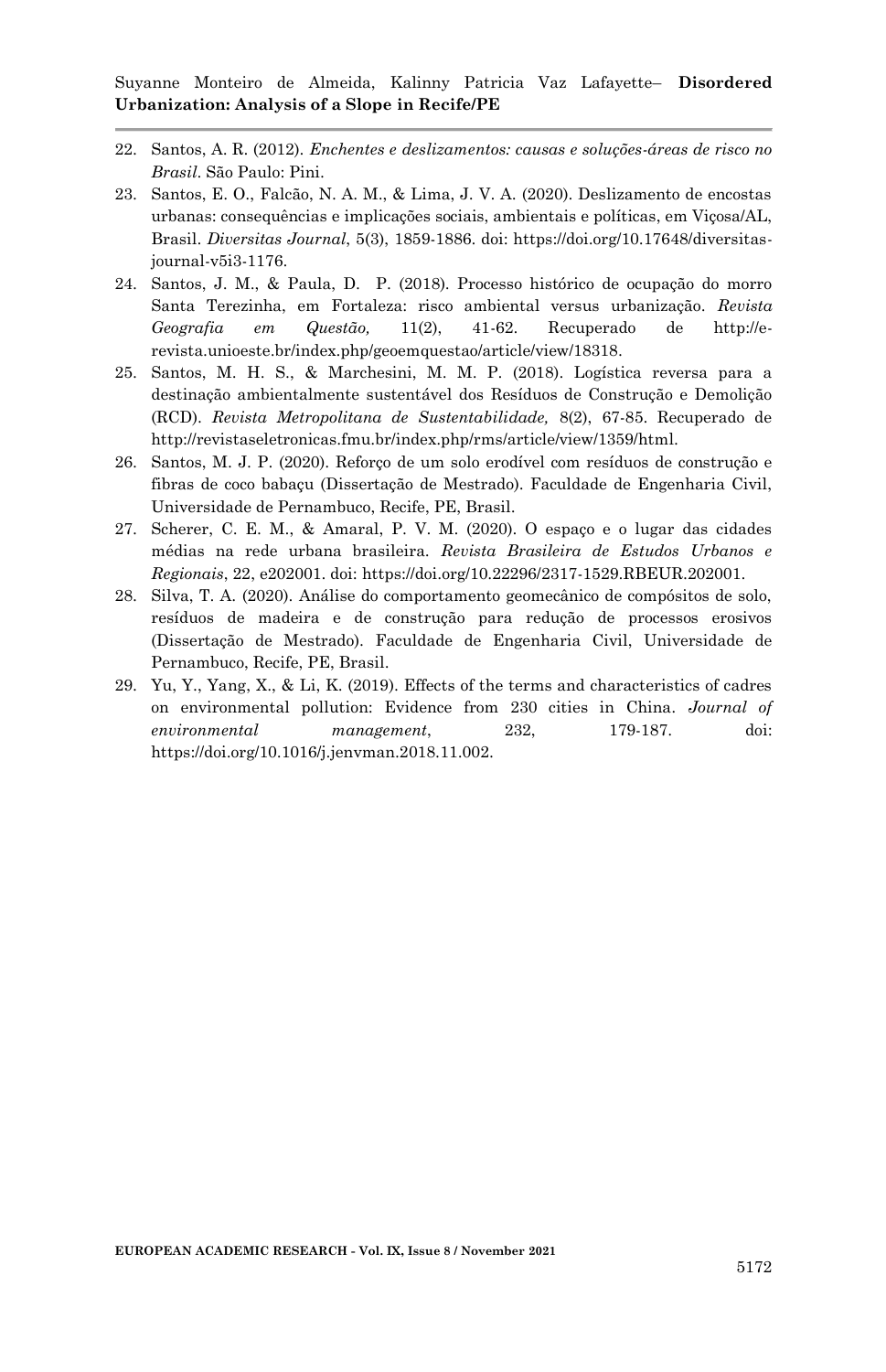22. Santos, A. R. (2012). *Enchentes e deslizamentos: causas e soluções-áreas de risco no Brasil*. São Paulo: Pini.
23. Santos, E. O., Falcão, N. A. M., & Lima, J. V. A. (2020). Deslizamento de encostas urbanas: consequências e implicações sociais, ambientais e políticas, em Viçosa/AL, Brasil. *Diversitas Journal*, 5(3), 1859-1886. doi: https://doi.org/10.17648/diversitas-journal-v5i3-1176.
24. Santos, J. M., & Paula, D. P. (2018). Processo histórico de ocupação do morro Santa Terezinha, em Fortaleza: risco ambiental versus urbanização. *Revista Geografia em Questão,* 11(2), 41-62. Recuperado de http://e-revista.unioeste.br/index.php/geoemquestao/article/view/18318.
25. Santos, M. H. S., & Marchesini, M. M. P. (2018). Logística reversa para a destinação ambientalmente sustentável dos Resíduos de Construção e Demolição (RCD). *Revista Metropolitana de Sustentabilidade,* 8(2), 67-85. Recuperado de http://revistaseletronicas.fmu.br/index.php/rms/article/view/1359/html.
26. Santos, M. J. P. (2020). Reforço de um solo erodível com resíduos de construção e fibras de coco babaçu (Dissertação de Mestrado). Faculdade de Engenharia Civil, Universidade de Pernambuco, Recife, PE, Brasil.
27. Scherer, C. E. M., & Amaral, P. V. M. (2020). O espaço e o lugar das cidades médias na rede urbana brasileira. *Revista Brasileira de Estudos Urbanos e Regionais*, 22, e202001. doi: https://doi.org/10.22296/2317-1529.RBEUR.202001.
28. Silva, T. A. (2020). Análise do comportamento geomecânico de compósitos de solo, resíduos de madeira e de construção para redução de processos erosivos (Dissertação de Mestrado). Faculdade de Engenharia Civil, Universidade de Pernambuco, Recife, PE, Brasil.
29. Yu, Y., Yang, X., & Li, K. (2019). Effects of the terms and characteristics of cadres on environmental pollution: Evidence from 230 cities in China. *Journal of environmental management*, 232, 179-187. doi: https://doi.org/10.1016/j.jenvman.2018.11.002.